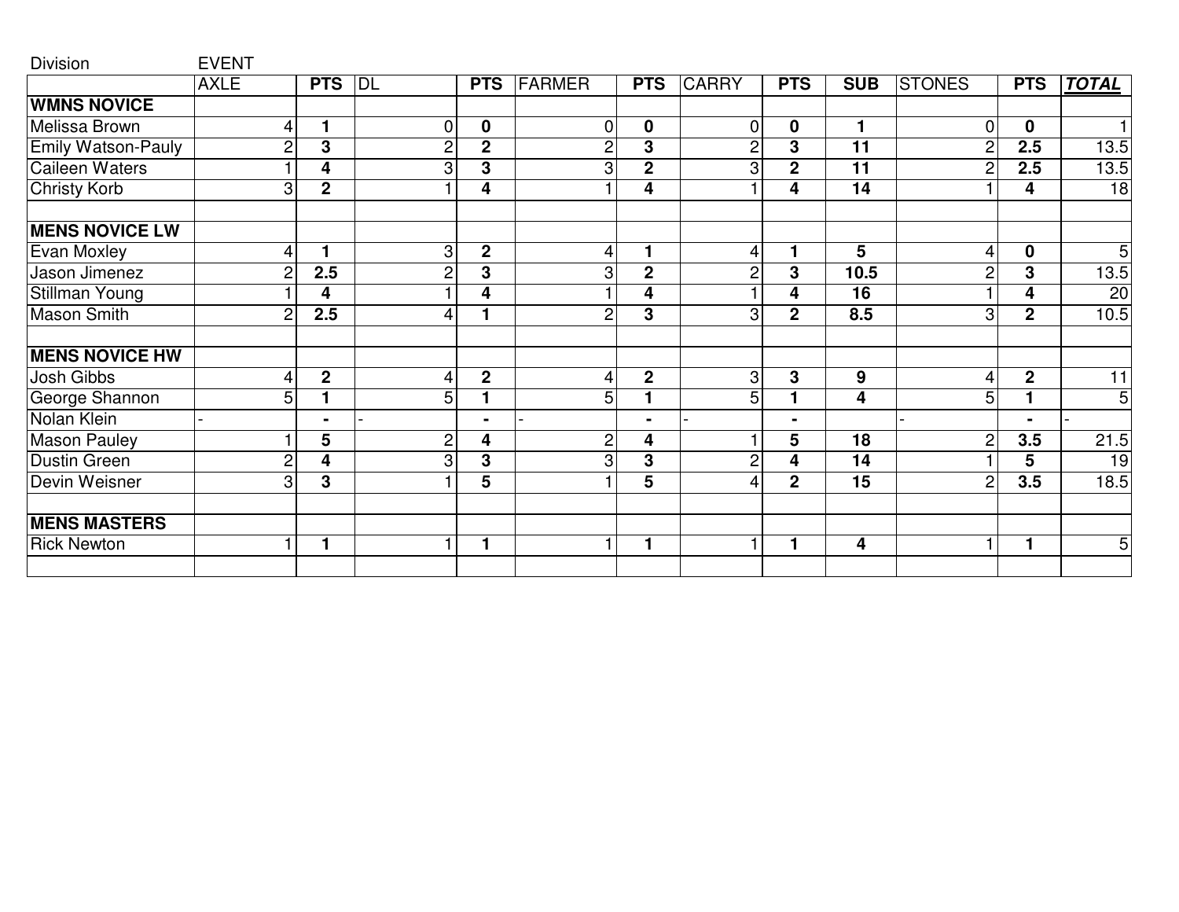| Division | EVENT | | | | | | | | | | | |
|---|---|---|---|---|---|---|---|---|---|---|---|---|
| | AXLE | **PTS** | DL | **PTS** | FARMER | **PTS** | CARRY | **PTS** | **SUB** | STONES | **PTS** | ***TOTAL*** |
| **WMNS NOVICE** | | | | | | | | | | | | |
| Melissa Brown | 4 | **1** | 0 | **0** | 0 | **0** | 0 | **0** | **1** | 0 | **0** | 1 |
| Emily Watson-Pauly | 2 | **3** | 2 | **2** | 2 | **3** | 2 | **3** | **11** | 2 | **2.5** | 13.5 |
| Caileen Waters | 1 | **4** | 3 | **3** | 3 | **2** | 3 | **2** | **11** | 2 | **2.5** | 13.5 |
| Christy Korb | 3 | **2** | 1 | **4** | 1 | **4** | 1 | **4** | **14** | 1 | **4** | 18 |
| | | | | | | | | | | | | |
| **MENS NOVICE LW** | | | | | | | | | | | | |
| Evan Moxley | 4 | **1** | 3 | **2** | 4 | **1** | 4 | **1** | **5** | 4 | **0** | 5 |
| Jason Jimenez | 2 | **2.5** | 2 | **3** | 3 | **2** | 2 | **3** | **10.5** | 2 | **3** | 13.5 |
| Stillman Young | 1 | **4** | 1 | **4** | 1 | **4** | 1 | **4** | **16** | 1 | **4** | 20 |
| Mason Smith | 2 | **2.5** | 4 | **1** | 2 | **3** | 3 | **2** | **8.5** | 3 | **2** | 10.5 |
| | | | | | | | | | | | | |
| **MENS NOVICE HW** | | | | | | | | | | | | |
| Josh Gibbs | 4 | **2** | 4 | **2** | 4 | **2** | 3 | **3** | **9** | 4 | **2** | 11 |
| George Shannon | 5 | **1** | 5 | **1** | 5 | **1** | 5 | **1** | **4** | 5 | **1** | 5 |
| Nolan Klein | - | **-** | - | **-** | - | **-** | - | **-** | | - | **-** | - |
| Mason Pauley | 1 | **5** | 2 | **4** | 2 | **4** | 1 | **5** | **18** | 2 | **3.5** | 21.5 |
| Dustin Green | 2 | **4** | 3 | **3** | 3 | **3** | 2 | **4** | **14** | 1 | **5** | 19 |
| Devin Weisner | 3 | **3** | 1 | **5** | 1 | **5** | 4 | **2** | **15** | 2 | **3.5** | 18.5 |
| | | | | | | | | | | | | |
| **MENS MASTERS** | | | | | | | | | | | | |
| Rick Newton | 1 | **1** | 1 | **1** | 1 | **1** | 1 | **1** | **4** | 1 | **1** | 5 |
| | | | | | | | | | | | | |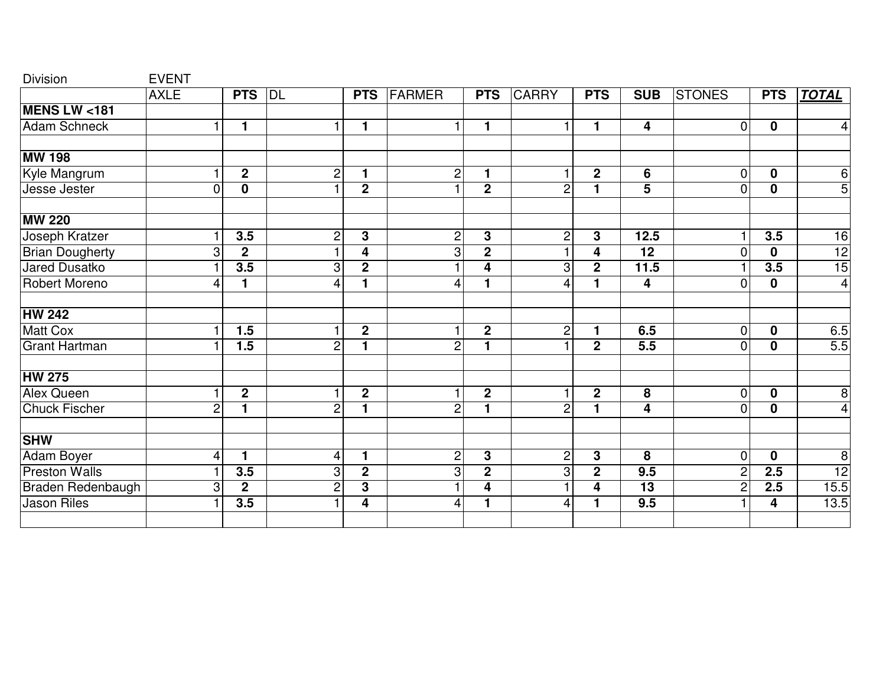| Division | EVENT | | | | | | | | | | | |
|---|---|---|---|---|---|---|---|---|---|---|---|---|
| | AXLE | **PTS** | DL | **PTS** | FARMER | **PTS** | CARRY | **PTS** | **SUB** | STONES | **PTS** | ***TOTAL*** |
| **MENS LW <181** | | | | | | | | | | | | |
| Adam Schneck | 1 | **1** | 1 | **1** | 1 | **1** | 1 | **1** | **4** | 0 | **0** | 4 |
| | | | | | | | | | | | | |
| **MW 198** | | | | | | | | | | | | |
| Kyle Mangrum | 1 | **2** | 2 | **1** | 2 | **1** | 1 | **2** | **6** | 0 | **0** | 6 |
| Jesse Jester | 0 | **0** | 1 | **2** | 1 | **2** | 2 | **1** | **5** | 0 | **0** | 5 |
| | | | | | | | | | | | | |
| **MW 220** | | | | | | | | | | | | |
| Joseph Kratzer | 1 | **3.5** | 2 | **3** | 2 | **3** | 2 | **3** | **12.5** | 1 | **3.5** | 16 |
| Brian Dougherty | 3 | **2** | 1 | **4** | 3 | **2** | 1 | **4** | **12** | 0 | **0** | 12 |
| Jared Dusatko | 1 | **3.5** | 3 | **2** | 1 | **4** | 3 | **2** | **11.5** | 1 | **3.5** | 15 |
| Robert Moreno | 4 | **1** | 4 | **1** | 4 | **1** | 4 | **1** | **4** | 0 | **0** | 4 |
| | | | | | | | | | | | | |
| **HW 242** | | | | | | | | | | | | |
| Matt Cox | 1 | **1.5** | 1 | **2** | 1 | **2** | 2 | **1** | **6.5** | 0 | **0** | 6.5 |
| Grant Hartman | 1 | **1.5** | 2 | **1** | 2 | **1** | 1 | **2** | **5.5** | 0 | **0** | 5.5 |
| | | | | | | | | | | | | |
| **HW 275** | | | | | | | | | | | | |
| Alex Queen | 1 | **2** | 1 | **2** | 1 | **2** | 1 | **2** | **8** | 0 | **0** | 8 |
| Chuck Fischer | 2 | **1** | 2 | **1** | 2 | **1** | 2 | **1** | **4** | 0 | **0** | 4 |
| | | | | | | | | | | | | |
| **SHW** | | | | | | | | | | | | |
| Adam Boyer | 4 | **1** | 4 | **1** | 2 | **3** | 2 | **3** | **8** | 0 | **0** | 8 |
| Preston Walls | 1 | **3.5** | 3 | **2** | 3 | **2** | 3 | **2** | **9.5** | 2 | **2.5** | 12 |
| Braden Redenbaugh | 3 | **2** | 2 | **3** | 1 | **4** | 1 | **4** | **13** | 2 | **2.5** | 15.5 |
| Jason Riles | 1 | **3.5** | 1 | **4** | 4 | **1** | 4 | **1** | **9.5** | 1 | **4** | 13.5 |
| | | | | | | | | | | | | |